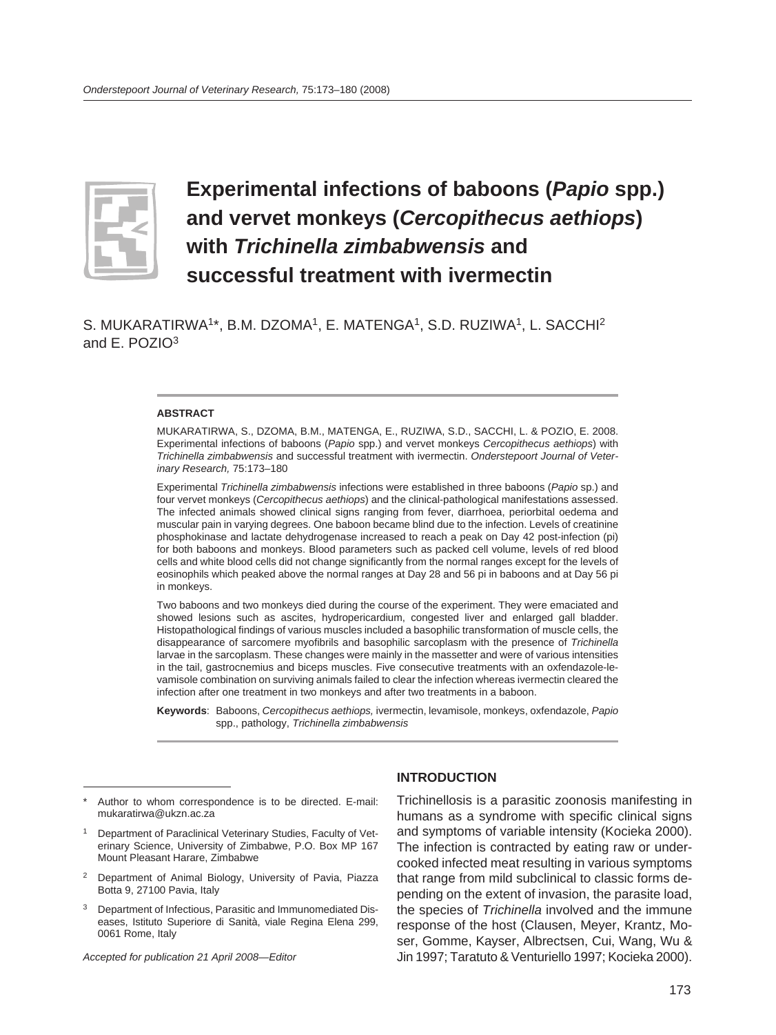# Experimental infections of baboons (*Papio* spp.) and vervet monkeys (*Cercopithecus aethiops*) with *Trichinella zimbabwensis* and successful treatment with ivermectin

S. MUKARATIRWA[1]*, B.M. DZOMA[1], E. MATENGA[1], S.D. RUZIWA[1], L. SACCHI[2] and E. POZIO[3]

### ABSTRACT

MUKARATIRWA, S., DZOMA, B.M., MATENGA, E., RUZIWA, S.D., SACCHI, L. & POZIO, E. 2008. Experimental infections of baboons (*Papio* spp.) and vervet monkeys *Cercopithecus aethiops*) with *Trichinella zimbabwensis* and successful treatment with ivermectin. *Onderstepoort Journal of Veterinary Research,* 75:173–180

Experimental *Trichinella zimbabwensis* infections were established in three baboons (*Papio* sp.) and four vervet monkeys (*Cercopithecus aethiops*) and the clinical-pathological manifestations assessed. The infected animals showed clinical signs ranging from fever, diarrhoea, periorbital oedema and muscular pain in varying degrees. One baboon became blind due to the infection. Levels of creatinine phosphokinase and lactate dehydrogenase increased to reach a peak on Day 42 post-infection (pi) for both baboons and monkeys. Blood parameters such as packed cell volume, levels of red blood cells and white blood cells did not change significantly from the normal ranges except for the levels of eosinophils which peaked above the normal ranges at Day 28 and 56 pi in baboons and at Day 56 pi in monkeys.

Two baboons and two monkeys died during the course of the experiment. They were emaciated and showed lesions such as ascites, hydropericardium, congested liver and enlarged gall bladder. Histopathological findings of various muscles included a basophilic transformation of muscle cells, the disappearance of sarcomere myofibrils and basophilic sarcoplasm with the presence of *Trichinella* larvae in the sarcoplasm. These changes were mainly in the massetter and were of various intensities in the tail, gastrocnemius and biceps muscles. Five consecutive treatments with an oxfendazole-levamisole combination on surviving animals failed to clear the infection whereas ivermectin cleared the infection after one treatment in two monkeys and after two treatments in a baboon.

**Keywords**: Baboons, *Cercopithecus aethiops,* ivermectin, levamisole, monkeys, oxfendazole, *Papio* spp., pathology, *Trichinella zimbabwensis*

---

\* Author to whom correspondence is to be directed. E-mail: mukaratirwa@ukzn.ac.za

[1] Department of Paraclinical Veterinary Studies, Faculty of Veterinary Science, University of Zimbabwe, P.O. Box MP 167 Mount Pleasant Harare, Zimbabwe

[2] Department of Animal Biology, University of Pavia, Piazza Botta 9, 27100 Pavia, Italy

[3] Department of Infectious, Parasitic and Immunomediated Diseases, Istituto Superiore di Sanità, viale Regina Elena 299, 0061 Rome, Italy

*Accepted for publication 21 April 2008—Editor*

## INTRODUCTION

Trichinellosis is a parasitic zoonosis manifesting in humans as a syndrome with specific clinical signs and symptoms of variable intensity (Kocieka 2000). The infection is contracted by eating raw or undercooked infected meat resulting in various symptoms that range from mild subclinical to classic forms depending on the extent of invasion, the parasite load, the species of *Trichinella* involved and the immune response of the host (Clausen, Meyer, Krantz, Moser, Gomme, Kayser, Albrectsen, Cui, Wang, Wu & Jin 1997; Taratuto & Venturiello 1997; Kocieka 2000).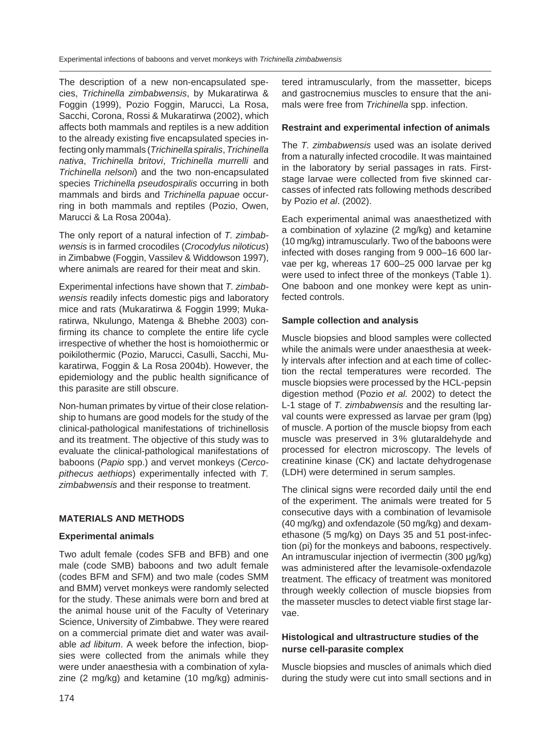The description of a new non-encapsulated species, *Trichinella zimbabwensis*, by Mukaratirwa & Foggin (1999), Pozio Foggin, Marucci, La Rosa, Sacchi, Corona, Rossi & Mukaratirwa (2002), which affects both mammals and reptiles is a new addition to the already existing five encapsulated species infecting only mammals (*Trichinella spiralis*, *Trichinella nativa*, *Trichinella britovi*, *Trichinella murrelli* and *Trichinella nelsoni*) and the two non-encapsulated species *Trichinella pseudospiralis* occurring in both mammals and birds and *Trichinella papuae* occurring in both mammals and reptiles (Pozio, Owen, Marucci & La Rosa 2004a).

The only report of a natural infection of *T. zimbabwensis* is in farmed crocodiles (*Crocodylus niloticus*) in Zimbabwe (Foggin, Vassilev & Widdowson 1997), where animals are reared for their meat and skin.

Experimental infections have shown that *T. zimbabwensis* readily infects domestic pigs and laboratory mice and rats (Mukaratirwa & Foggin 1999; Mukaratirwa, Nkulungo, Matenga & Bhebhe 2003) confirming its chance to complete the entire life cycle irrespective of whether the host is homoiothermic or poikilothermic (Pozio, Marucci, Casulli, Sacchi, Mukaratirwa, Foggin & La Rosa 2004b). However, the epidemiology and the public health significance of this parasite are still obscure.

Non-human primates by virtue of their close relationship to humans are good models for the study of the clinical-pathological manifestations of trichinellosis and its treatment. The objective of this study was to evaluate the clinical-pathological manifestations of baboons (*Papio* spp.) and vervet monkeys (*Cercopithecus aethiops*) experimentally infected with *T. zimbabwensis* and their response to treatment.

## MATERIALS AND METHODS

### Experimental animals

Two adult female (codes SFB and BFB) and one male (code SMB) baboons and two adult female (codes BFM and SFM) and two male (codes SMM and BMM) vervet monkeys were randomly selected for the study. These animals were born and bred at the animal house unit of the Faculty of Veterinary Science, University of Zimbabwe. They were reared on a commercial primate diet and water was available *ad libitum*. A week before the infection, biopsies were collected from the animals while they were under anaesthesia with a combination of xylazine (2 mg/kg) and ketamine (10 mg/kg) administered intramuscularly, from the massetter, biceps and gastrocnemius muscles to ensure that the animals were free from *Trichinella* spp. infection.

### Restraint and experimental infection of animals

The *T. zimbabwensis* used was an isolate derived from a naturally infected crocodile. It was maintained in the laboratory by serial passages in rats. First-stage larvae were collected from five skinned carcasses of infected rats following methods described by Pozio *et al*. (2002).

Each experimental animal was anaesthetized with a combination of xylazine (2 mg/kg) and ketamine (10 mg/kg) intramuscularly. Two of the baboons were infected with doses ranging from 9 000–16 600 larvae per kg, whereas 17 600–25 000 larvae per kg were used to infect three of the monkeys (Table 1). One baboon and one monkey were kept as uninfected controls.

### Sample collection and analysis

Muscle biopsies and blood samples were collected while the animals were under anaesthesia at weekly intervals after infection and at each time of collection the rectal temperatures were recorded. The muscle biopsies were processed by the HCL-pepsin digestion method (Pozio *et al.* 2002) to detect the L-1 stage of *T. zimbabwensis* and the resulting larval counts were expressed as larvae per gram (lpg) of muscle. A portion of the muscle biopsy from each muscle was preserved in 3% glutaraldehyde and processed for electron microscopy. The levels of creatinine kinase (CK) and lactate dehydrogenase (LDH) were determined in serum samples.

The clinical signs were recorded daily until the end of the experiment. The animals were treated for 5 consecutive days with a combination of levamisole (40 mg/kg) and oxfendazole (50 mg/kg) and dexamethasone (5 mg/kg) on Days 35 and 51 post-infection (pi) for the monkeys and baboons, respectively. An intramuscular injection of ivermectin (300 µg/kg) was administered after the levamisole-oxfendazole treatment. The efficacy of treatment was monitored through weekly collection of muscle biopsies from the masseter muscles to detect viable first stage larvae.

### Histological and ultrastructure studies of the nurse cell-parasite complex

Muscle biopsies and muscles of animals which died during the study were cut into small sections and in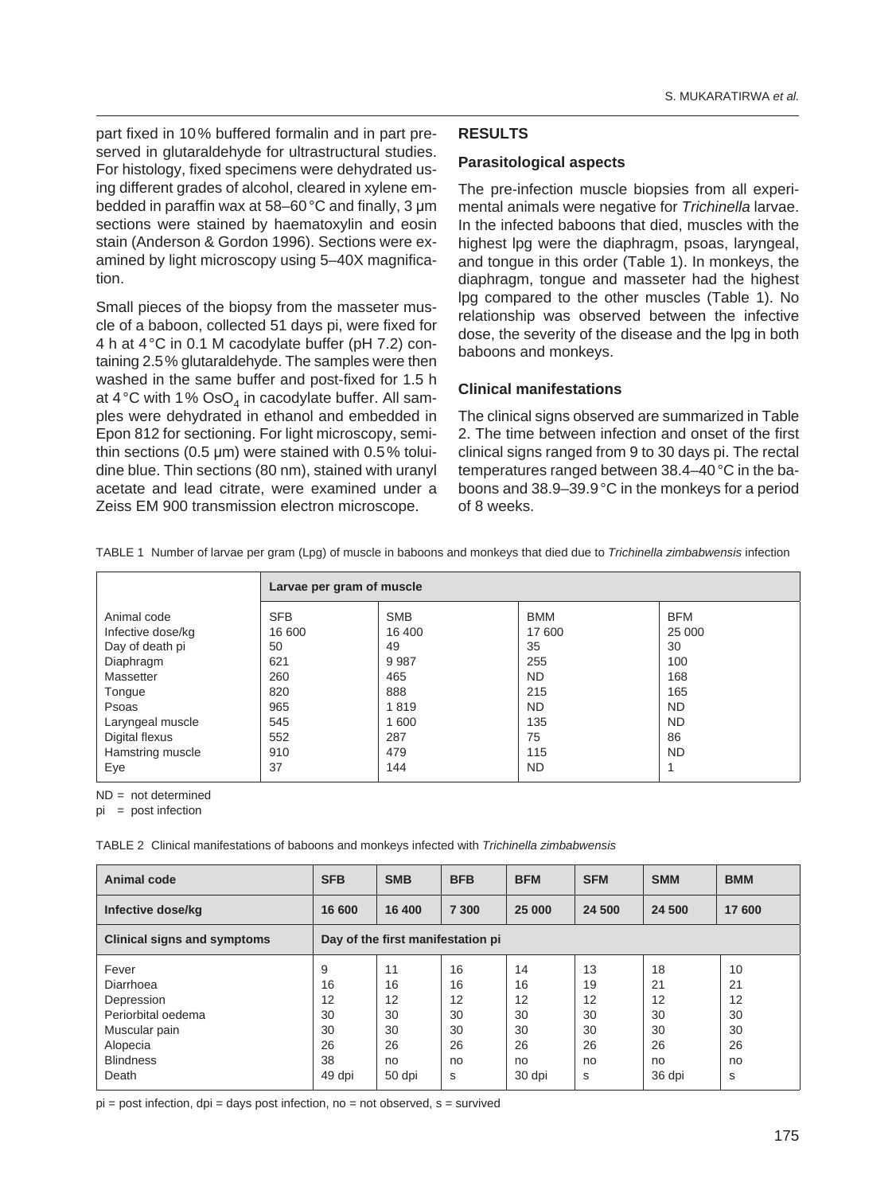part fixed in 10 % buffered formalin and in part preserved in glutaraldehyde for ultrastructural studies. For histology, fixed specimens were dehydrated using different grades of alcohol, cleared in xylene embedded in paraffin wax at 58–60 °C and finally, 3 µm sections were stained by haematoxylin and eosin stain (Anderson & Gordon 1996). Sections were examined by light microscopy using 5–40X magnification.

Small pieces of the biopsy from the masseter muscle of a baboon, collected 51 days pi, were fixed for 4 h at 4 °C in 0.1 M cacodylate buffer (pH 7.2) containing 2.5 % glutaraldehyde. The samples were then washed in the same buffer and post-fixed for 1.5 h at 4 °C with 1 % $OsO_4$ in cacodylate buffer. All samples were dehydrated in ethanol and embedded in Epon 812 for sectioning. For light microscopy, semithin sections (0.5 µm) were stained with 0.5 % toluidine blue. Thin sections (80 nm), stained with uranyl acetate and lead citrate, were examined under a Zeiss EM 900 transmission electron microscope.

## RESULTS

### Parasitological aspects

The pre-infection muscle biopsies from all experimental animals were negative for *Trichinella* larvae. In the infected baboons that died, muscles with the highest lpg were the diaphragm, psoas, laryngeal, and tongue in this order (Table 1). In monkeys, the diaphragm, tongue and masseter had the highest lpg compared to the other muscles (Table 1). No relationship was observed between the infective dose, the severity of the disease and the lpg in both baboons and monkeys.

### Clinical manifestations

The clinical signs observed are summarized in Table 2. The time between infection and onset of the first clinical signs ranged from 9 to 30 days pi. The rectal temperatures ranged between 38.4–40 °C in the baboons and 38.9–39.9 °C in the monkeys for a period of 8 weeks.

TABLE 1 Number of larvae per gram (Lpg) of muscle in baboons and monkeys that died due to *Trichinella zimbabwensis* infection

| | Larvae per gram of muscle | | | |
|---|---|---|---|---|
| Animal code | SFB | SMB | BMM | BFM |
| Infective dose/kg | 16 600 | 16 400 | 17 600 | 25 000 |
| Day of death pi | 50 | 49 | 35 | 30 |
| Diaphragm | 621 | 9 987 | 255 | 100 |
| Massetter | 260 | 465 | ND | 168 |
| Tongue | 820 | 888 | 215 | 165 |
| Psoas | 965 | 1 819 | ND | ND |
| Laryngeal muscle | 545 | 1 600 | 135 | ND |
| Digital flexus | 552 | 287 | 75 | 86 |
| Hamstring muscle | 910 | 479 | 115 | ND |
| Eye | 37 | 144 | ND | 1 |

ND = not determined

pi = post infection

TABLE 2 Clinical manifestations of baboons and monkeys infected with *Trichinella zimbabwensis*

| Animal code | SFB | SMB | BFB | BFM | SFM | SMM | BMM |
|---|---|---|---|---|---|---|---|
| **Infective dose/kg** | **16 600** | **16 400** | **7 300** | **25 000** | **24 500** | **24 500** | **17 600** |
| **Clinical signs and symptoms** | **Day of the first manifestation pi** | | | | | | |
| Fever | 9 | 11 | 16 | 14 | 13 | 18 | 10 |
| Diarrhoea | 16 | 16 | 16 | 16 | 19 | 21 | 21 |
| Depression | 12 | 12 | 12 | 12 | 12 | 12 | 12 |
| Periorbital oedema | 30 | 30 | 30 | 30 | 30 | 30 | 30 |
| Muscular pain | 30 | 30 | 30 | 30 | 30 | 30 | 30 |
| Alopecia | 26 | 26 | 26 | 26 | 26 | 26 | 26 |
| Blindness | 38 | no | no | no | no | no | no |
| Death | 49 dpi | 50 dpi | s | 30 dpi | s | 36 dpi | s |

pi = post infection, dpi = days post infection, no = not observed, s = survived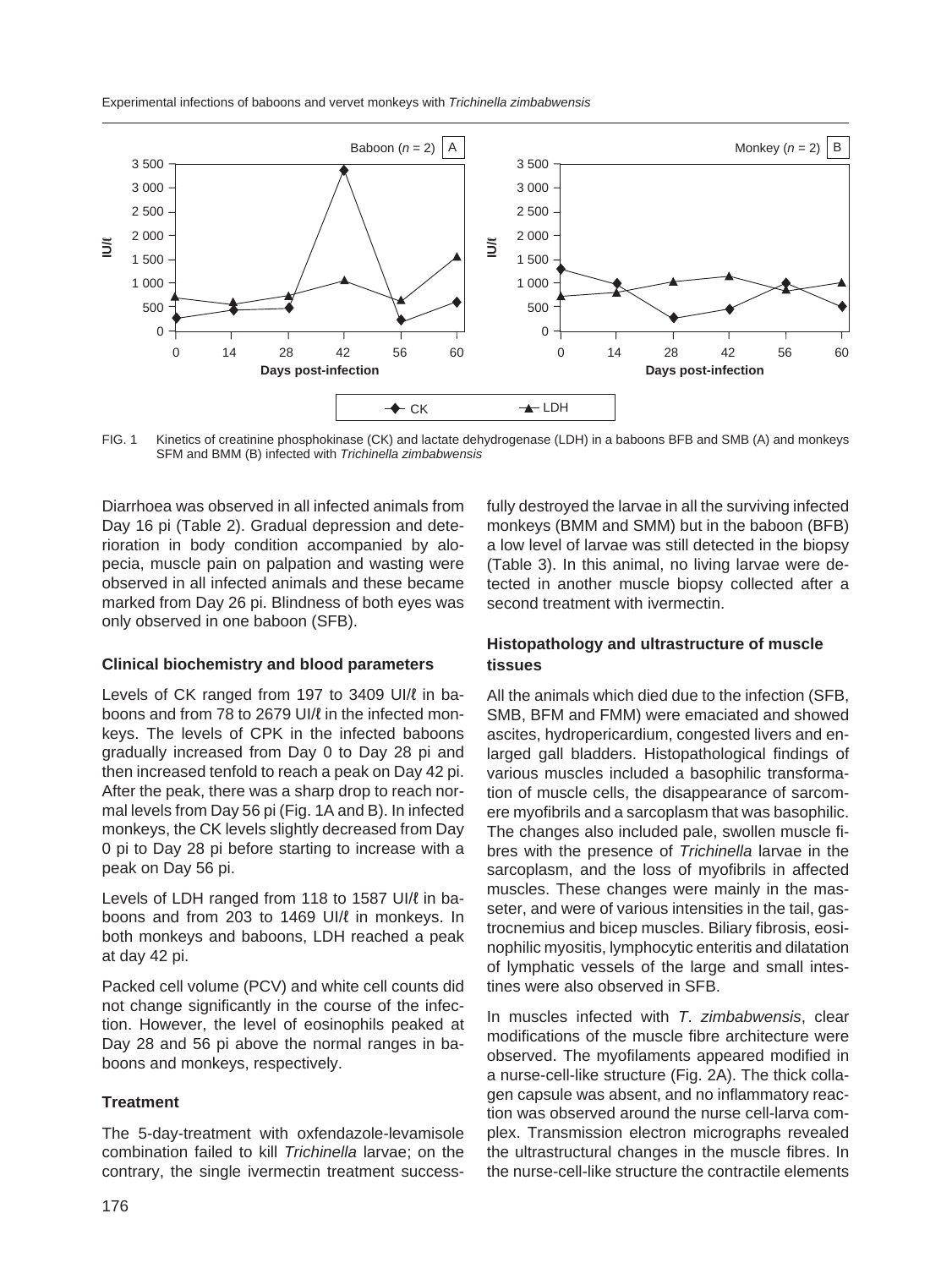FIG. 1 Kinetics of creatinine phosphokinase (CK) and lactate dehydrogenase (LDH) in a baboons BFB and SMB (A) and monkeys SFM and BMM (B) infected with *Trichinella zimbabwensis*

Diarrhoea was observed in all infected animals from Day 16 pi (Table 2). Gradual depression and deterioration in body condition accompanied by alopecia, muscle pain on palpation and wasting were observed in all infected animals and these became marked from Day 26 pi. Blindness of both eyes was only observed in one baboon (SFB).

### Clinical biochemistry and blood parameters

Levels of CK ranged from 197 to 3409 UI/ℓ in baboons and from 78 to 2679 UI/ℓ in the infected monkeys. The levels of CPK in the infected baboons gradually increased from Day 0 to Day 28 pi and then increased tenfold to reach a peak on Day 42 pi. After the peak, there was a sharp drop to reach normal levels from Day 56 pi (Fig. 1A and B). In infected monkeys, the CK levels slightly decreased from Day 0 pi to Day 28 pi before starting to increase with a peak on Day 56 pi.

Levels of LDH ranged from 118 to 1587 UI/ℓ in baboons and from 203 to 1469 UI/ℓ in monkeys. In both monkeys and baboons, LDH reached a peak at day 42 pi.

Packed cell volume (PCV) and white cell counts did not change significantly in the course of the infection. However, the level of eosinophils peaked at Day 28 and 56 pi above the normal ranges in baboons and monkeys, respectively.

### Treatment

The 5-day-treatment with oxfendazole-levamisole combination failed to kill *Trichinella* larvae; on the contrary, the single ivermectin treatment successfully destroyed the larvae in all the surviving infected monkeys (BMM and SMM) but in the baboon (BFB) a low level of larvae was still detected in the biopsy (Table 3). In this animal, no living larvae were detected in another muscle biopsy collected after a second treatment with ivermectin.

### Histopathology and ultrastructure of muscle tissues

All the animals which died due to the infection (SFB, SMB, BFM and FMM) were emaciated and showed ascites, hydropericardium, congested livers and enlarged gall bladders. Histopathological findings of various muscles included a basophilic transformation of muscle cells, the disappearance of sarcomere myofibrils and a sarcoplasm that was basophilic. The changes also included pale, swollen muscle fibres with the presence of *Trichinella* larvae in the sarcoplasm, and the loss of myofibrils in affected muscles. These changes were mainly in the masseter, and were of various intensities in the tail, gastrocnemius and bicep muscles. Biliary fibrosis, eosinophilic myositis, lymphocytic enteritis and dilatation of lymphatic vessels of the large and small intestines were also observed in SFB.

In muscles infected with *T. zimbabwensis*, clear modifications of the muscle fibre architecture were observed. The myofilaments appeared modified in a nurse-cell-like structure (Fig. 2A). The thick collagen capsule was absent, and no inflammatory reaction was observed around the nurse cell-larva complex. Transmission electron micrographs revealed the ultrastructural changes in the muscle fibres. In the nurse-cell-like structure the contractile elements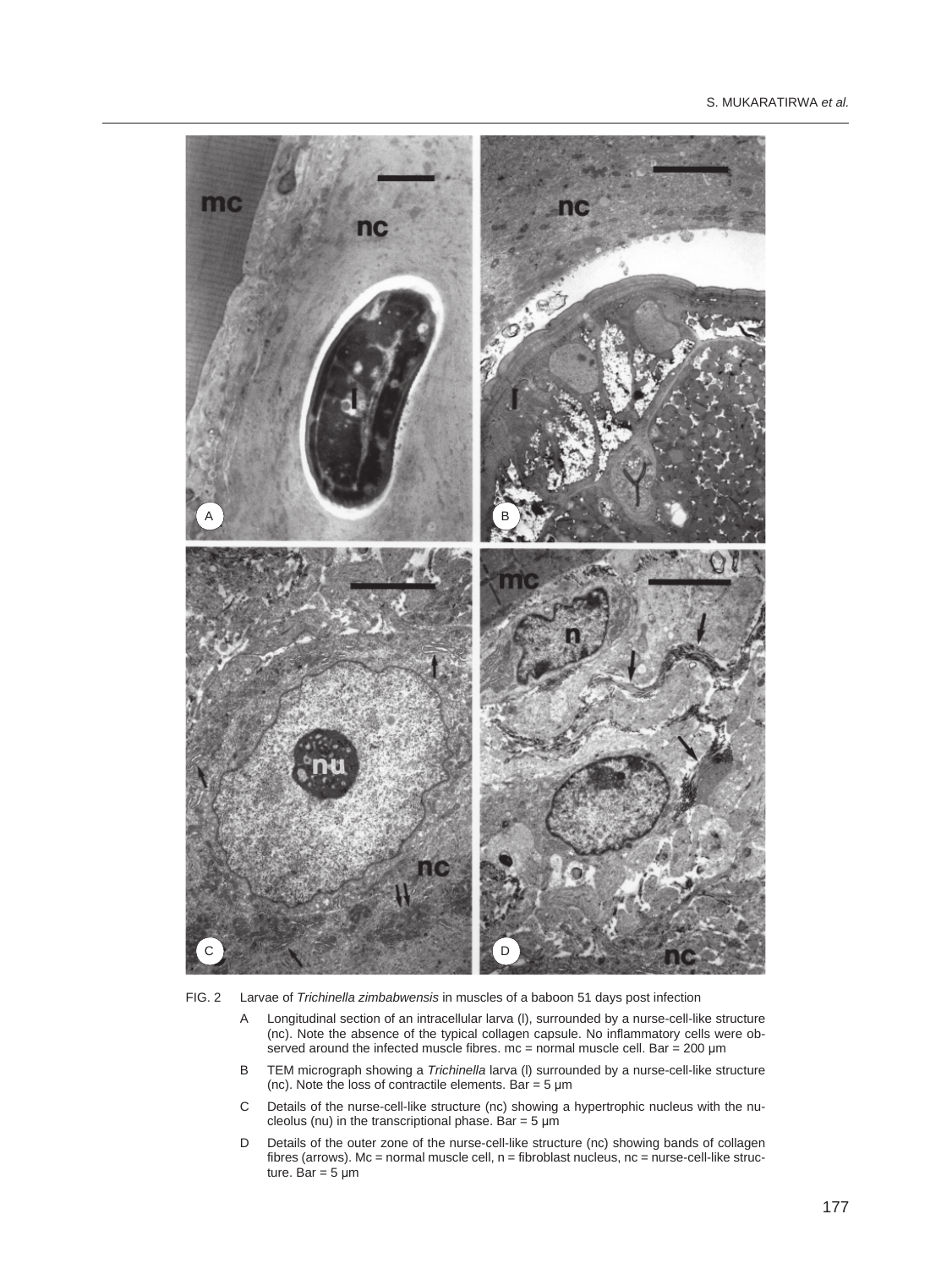FIG. 2 Larvae of *Trichinella zimbabwensis* in muscles of a baboon 51 days post infection

A Longitudinal section of an intracellular larva (l), surrounded by a nurse-cell-like structure (nc). Note the absence of the typical collagen capsule. No inflammatory cells were observed around the infected muscle fibres. mc = normal muscle cell. Bar = 200 µm

B TEM micrograph showing a *Trichinella* larva (l) surrounded by a nurse-cell-like structure (nc). Note the loss of contractile elements. Bar = 5 µm

C Details of the nurse-cell-like structure (nc) showing a hypertrophic nucleus with the nucleolus (nu) in the transcriptional phase. Bar = 5 µm

D Details of the outer zone of the nurse-cell-like structure (nc) showing bands of collagen fibres (arrows). Mc = normal muscle cell, n = fibroblast nucleus, nc = nurse-cell-like structure. Bar = 5 µm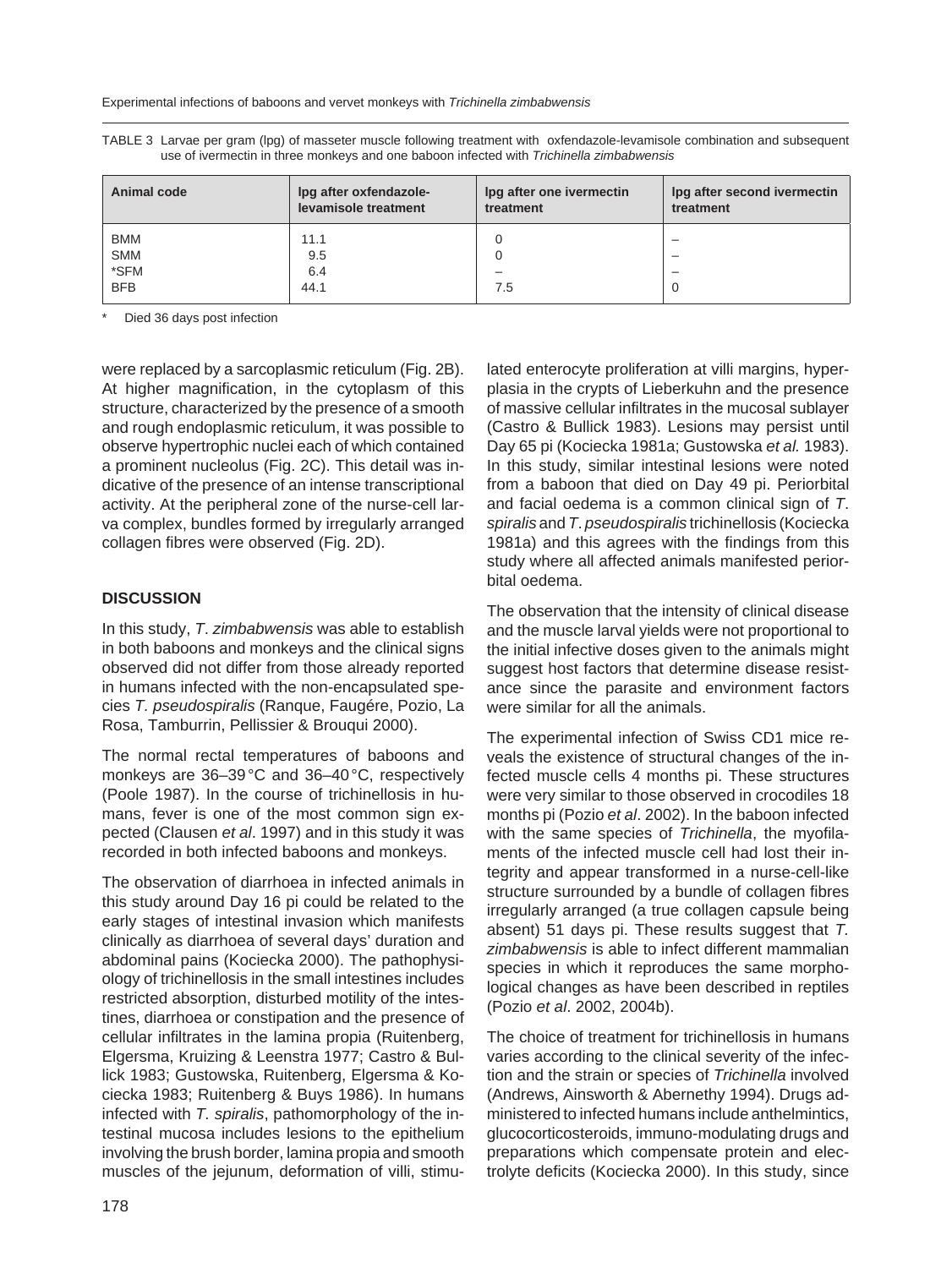TABLE 3 Larvae per gram (lpg) of masseter muscle following treatment with oxfendazole-levamisole combination and subsequent use of ivermectin in three monkeys and one baboon infected with *Trichinella zimbabwensis*

| Animal code | lpg after oxfendazole-levamisole treatment | lpg after one ivermectin treatment | lpg after second ivermectin treatment |
|---|---|---|---|
| BMM | 11.1 | 0 | – |
| SMM | 9.5 | 0 | – |
| *SFM | 6.4 | – | – |
| BFB | 44.1 | 7.5 | 0 |

\* Died 36 days post infection

were replaced by a sarcoplasmic reticulum (Fig. 2B). At higher magnification, in the cytoplasm of this structure, characterized by the presence of a smooth and rough endoplasmic reticulum, it was possible to observe hypertrophic nuclei each of which contained a prominent nucleolus (Fig. 2C). This detail was indicative of the presence of an intense transcriptional activity. At the peripheral zone of the nurse-cell larva complex, bundles formed by irregularly arranged collagen fibres were observed (Fig. 2D).

## DISCUSSION

In this study, *T. zimbabwensis* was able to establish in both baboons and monkeys and the clinical signs observed did not differ from those already reported in humans infected with the non-encapsulated species *T. pseudospiralis* (Ranque, Faugére, Pozio, La Rosa, Tamburrin, Pellissier & Brouqui 2000).

The normal rectal temperatures of baboons and monkeys are 36–39 °C and 36–40 °C, respectively (Poole 1987). In the course of trichinellosis in humans, fever is one of the most common sign expected (Clausen *et al*. 1997) and in this study it was recorded in both infected baboons and monkeys.

The observation of diarrhoea in infected animals in this study around Day 16 pi could be related to the early stages of intestinal invasion which manifests clinically as diarrhoea of several days' duration and abdominal pains (Kociecka 2000). The pathophysiology of trichinellosis in the small intestines includes restricted absorption, disturbed motility of the intestines, diarrhoea or constipation and the presence of cellular infiltrates in the lamina propia (Ruitenberg, Elgersma, Kruizing & Leenstra 1977; Castro & Bullick 1983; Gustowska, Ruitenberg, Elgersma & Kociecka 1983; Ruitenberg & Buys 1986). In humans infected with *T. spiralis*, pathomorphology of the intestinal mucosa includes lesions to the epithelium involving the brush border, lamina propia and smooth muscles of the jejunum, deformation of villi, stimulated enterocyte proliferation at villi margins, hyperplasia in the crypts of Lieberkuhn and the presence of massive cellular infiltrates in the mucosal sublayer (Castro & Bullick 1983). Lesions may persist until Day 65 pi (Kociecka 1981a; Gustowska *et al.* 1983). In this study, similar intestinal lesions were noted from a baboon that died on Day 49 pi. Periorbital and facial oedema is a common clinical sign of *T. spiralis* and *T. pseudospiralis* trichinellosis (Kociecka 1981a) and this agrees with the findings from this study where all affected animals manifested periorbital oedema.

The observation that the intensity of clinical disease and the muscle larval yields were not proportional to the initial infective doses given to the animals might suggest host factors that determine disease resistance since the parasite and environment factors were similar for all the animals.

The experimental infection of Swiss CD1 mice reveals the existence of structural changes of the infected muscle cells 4 months pi. These structures were very similar to those observed in crocodiles 18 months pi (Pozio *et al*. 2002). In the baboon infected with the same species of *Trichinella*, the myofilaments of the infected muscle cell had lost their integrity and appear transformed in a nurse-cell-like structure surrounded by a bundle of collagen fibres irregularly arranged (a true collagen capsule being absent) 51 days pi. These results suggest that *T. zimbabwensis* is able to infect different mammalian species in which it reproduces the same morphological changes as have been described in reptiles (Pozio *et al*. 2002, 2004b).

The choice of treatment for trichinellosis in humans varies according to the clinical severity of the infection and the strain or species of *Trichinella* involved (Andrews, Ainsworth & Abernethy 1994). Drugs administered to infected humans include anthelmintics, glucocorticosteroids, immuno-modulating drugs and preparations which compensate protein and electrolyte deficits (Kociecka 2000). In this study, since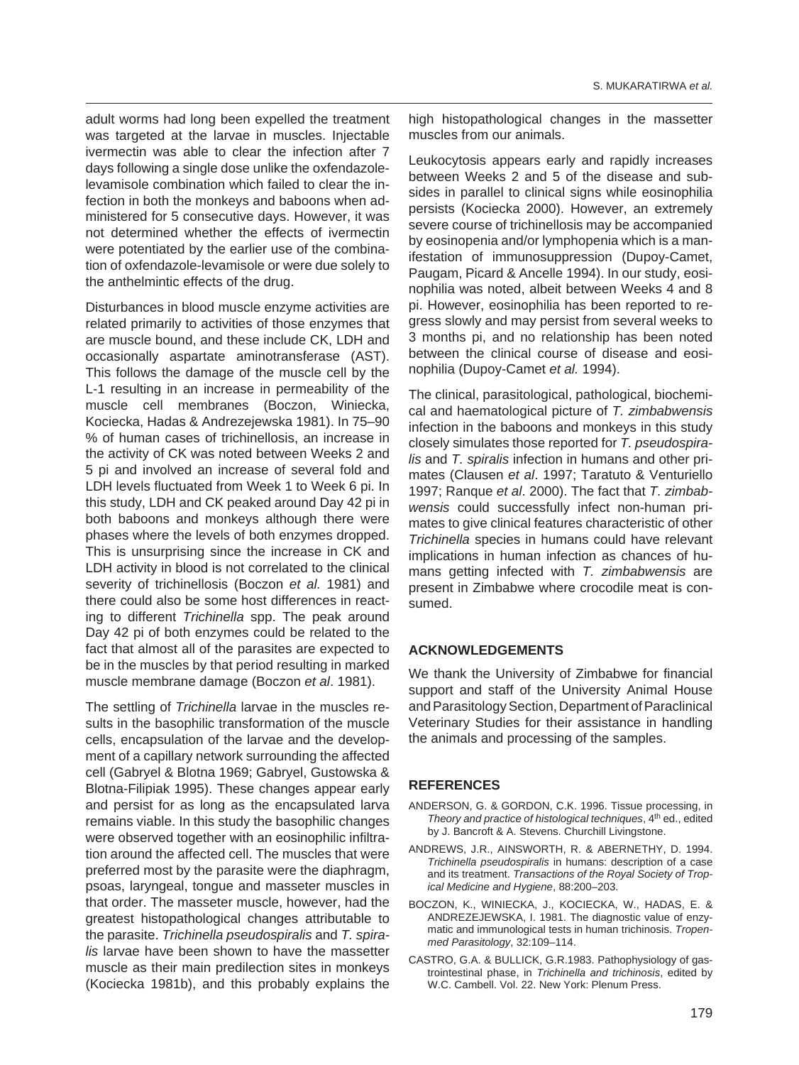adult worms had long been expelled the treatment was targeted at the larvae in muscles. Injectable ivermectin was able to clear the infection after 7 days following a single dose unlike the oxfendazole-levamisole combination which failed to clear the infection in both the monkeys and baboons when administered for 5 consecutive days. However, it was not determined whether the effects of ivermectin were potentiated by the earlier use of the combination of oxfendazole-levamisole or were due solely to the anthelmintic effects of the drug.

Disturbances in blood muscle enzyme activities are related primarily to activities of those enzymes that are muscle bound, and these include CK, LDH and occasionally aspartate aminotransferase (AST). This follows the damage of the muscle cell by the L-1 resulting in an increase in permeability of the muscle cell membranes (Boczon, Winiecka, Kociecka, Hadas & Andrezejewska 1981). In 75–90 % of human cases of trichinellosis, an increase in the activity of CK was noted between Weeks 2 and 5 pi and involved an increase of several fold and LDH levels fluctuated from Week 1 to Week 6 pi. In this study, LDH and CK peaked around Day 42 pi in both baboons and monkeys although there were phases where the levels of both enzymes dropped. This is unsurprising since the increase in CK and LDH activity in blood is not correlated to the clinical severity of trichinellosis (Boczon *et al.* 1981) and there could also be some host differences in reacting to different *Trichinella* spp. The peak around Day 42 pi of both enzymes could be related to the fact that almost all of the parasites are expected to be in the muscles by that period resulting in marked muscle membrane damage (Boczon *et al*. 1981).

The settling of *Trichinella* larvae in the muscles results in the basophilic transformation of the muscle cells, encapsulation of the larvae and the development of a capillary network surrounding the affected cell (Gabryel & Blotna 1969; Gabryel, Gustowska & Blotna-Filipiak 1995). These changes appear early and persist for as long as the encapsulated larva remains viable. In this study the basophilic changes were observed together with an eosinophilic infiltration around the affected cell. The muscles that were preferred most by the parasite were the diaphragm, psoas, laryngeal, tongue and masseter muscles in that order. The masseter muscle, however, had the greatest histopathological changes attributable to the parasite. *Trichinella pseudospiralis* and *T. spiralis* larvae have been shown to have the massetter muscle as their main predilection sites in monkeys (Kociecka 1981b), and this probably explains the high histopathological changes in the massetter muscles from our animals.

Leukocytosis appears early and rapidly increases between Weeks 2 and 5 of the disease and subsides in parallel to clinical signs while eosinophilia persists (Kociecka 2000). However, an extremely severe course of trichinellosis may be accompanied by eosinopenia and/or lymphopenia which is a manifestation of immunosuppression (Dupoy-Camet, Paugam, Picard & Ancelle 1994). In our study, eosinophilia was noted, albeit between Weeks 4 and 8 pi. However, eosinophilia has been reported to regress slowly and may persist from several weeks to 3 months pi, and no relationship has been noted between the clinical course of disease and eosinophilia (Dupoy-Camet *et al.* 1994).

The clinical, parasitological, pathological, biochemical and haematological picture of *T. zimbabwensis* infection in the baboons and monkeys in this study closely simulates those reported for *T. pseudospiralis* and *T. spiralis* infection in humans and other primates (Clausen *et al*. 1997; Taratuto & Venturiello 1997; Ranque *et al*. 2000). The fact that *T. zimbabwensis* could successfully infect non-human primates to give clinical features characteristic of other *Trichinella* species in humans could have relevant implications in human infection as chances of humans getting infected with *T. zimbabwensis* are present in Zimbabwe where crocodile meat is consumed.

## ACKNOWLEDGEMENTS

We thank the University of Zimbabwe for financial support and staff of the University Animal House and Parasitology Section, Department of Paraclinical Veterinary Studies for their assistance in handling the animals and processing of the samples.

## REFERENCES

ANDERSON, G. & GORDON, C.K. 1996. Tissue processing, in *Theory and practice of histological techniques*, 4th ed., edited by J. Bancroft & A. Stevens. Churchill Livingstone.

ANDREWS, J.R., AINSWORTH, R. & ABERNETHY, D. 1994. *Trichinella pseudospiralis* in humans: description of a case and its treatment. *Transactions of the Royal Society of Tropical Medicine and Hygiene*, 88:200–203.

BOCZON, K., WINIECKA, J., KOCIECKA, W., HADAS, E. & ANDREZEJEWSKA, I. 1981. The diagnostic value of enzymatic and immunological tests in human trichinosis. *Tropenmed Parasitology*, 32:109–114.

CASTRO, G.A. & BULLICK, G.R.1983. Pathophysiology of gastrointestinal phase, in *Trichinella and trichinosis*, edited by W.C. Cambell. Vol. 22. New York: Plenum Press.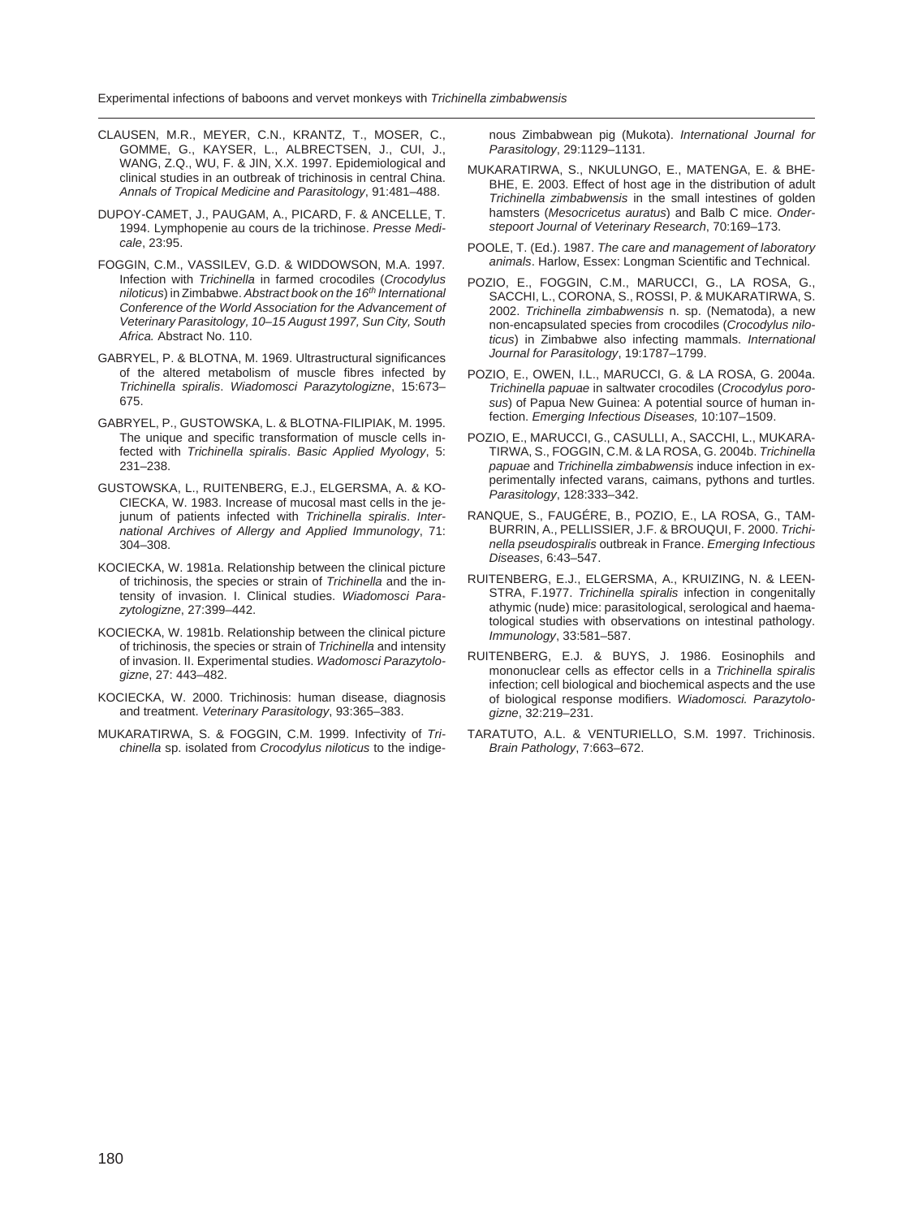CLAUSEN, M.R., MEYER, C.N., KRANTZ, T., MOSER, C., GOMME, G., KAYSER, L., ALBRECTSEN, J., CUI, J., WANG, Z.Q., WU, F. & JIN, X.X. 1997. Epidemiological and clinical studies in an outbreak of trichinosis in central China. *Annals of Tropical Medicine and Parasitology*, 91:481–488.

DUPOY-CAMET, J., PAUGAM, A., PICARD, F. & ANCELLE, T. 1994. Lymphopenie au cours de la trichinose. *Presse Medicale*, 23:95.

FOGGIN, C.M., VASSILEV, G.D. & WIDDOWSON, M.A. 1997. Infection with *Trichinella* in farmed crocodiles (*Crocodylus niloticus*) in Zimbabwe. *Abstract book on the 16th International Conference of the World Association for the Advancement of Veterinary Parasitology, 10–15 August 1997, Sun City, South Africa.* Abstract No. 110.

GABRYEL, P. & BLOTNA, M. 1969. Ultrastructural significances of the altered metabolism of muscle fibres infected by *Trichinella spiralis*. *Wiadomosci Parazytologizne*, 15:673–675.

GABRYEL, P., GUSTOWSKA, L. & BLOTNA-FILIPIAK, M. 1995. The unique and specific transformation of muscle cells infected with *Trichinella spiralis*. *Basic Applied Myology*, 5: 231–238.

GUSTOWSKA, L., RUITENBERG, E.J., ELGERSMA, A. & KOCIECKA, W. 1983. Increase of mucosal mast cells in the jejunum of patients infected with *Trichinella spiralis*. *International Archives of Allergy and Applied Immunology*, 71: 304–308.

KOCIECKA, W. 1981a. Relationship between the clinical picture of trichinosis, the species or strain of *Trichinella* and the intensity of invasion. I. Clinical studies. *Wiadomosci Parazytologizne*, 27:399–442.

KOCIECKA, W. 1981b. Relationship between the clinical picture of trichinosis, the species or strain of *Trichinella* and intensity of invasion. II. Experimental studies. *Wadomosci Parazytologizne*, 27: 443–482.

KOCIECKA, W. 2000. Trichinosis: human disease, diagnosis and treatment. *Veterinary Parasitology*, 93:365–383.

MUKARATIRWA, S. & FOGGIN, C.M. 1999. Infectivity of *Trichinella* sp. isolated from *Crocodylus niloticus* to the indigenous Zimbabwean pig (Mukota). *International Journal for Parasitology*, 29:1129–1131.

MUKARATIRWA, S., NKULUNGO, E., MATENGA, E. & BHEBHE, E. 2003. Effect of host age in the distribution of adult *Trichinella zimbabwensis* in the small intestines of golden hamsters (*Mesocricetus auratus*) and Balb C mice. *Onderstepoort Journal of Veterinary Research*, 70:169–173.

POOLE, T. (Ed.). 1987. *The care and management of laboratory animals*. Harlow, Essex: Longman Scientific and Technical.

POZIO, E., FOGGIN, C.M., MARUCCI, G., LA ROSA, G., SACCHI, L., CORONA, S., ROSSI, P. & MUKARATIRWA, S. 2002. *Trichinella zimbabwensis* n. sp. (Nematoda), a new non-encapsulated species from crocodiles (*Crocodylus niloticus*) in Zimbabwe also infecting mammals. *International Journal for Parasitology*, 19:1787–1799.

POZIO, E., OWEN, I.L., MARUCCI, G. & LA ROSA, G. 2004a. *Trichinella papuae* in saltwater crocodiles (*Crocodylus porosus*) of Papua New Guinea: A potential source of human infection. *Emerging Infectious Diseases,* 10:107–1509.

POZIO, E., MARUCCI, G., CASULLI, A., SACCHI, L., MUKARATIRWA, S., FOGGIN, C.M. & LA ROSA, G. 2004b. *Trichinella papuae* and *Trichinella zimbabwensis* induce infection in experimentally infected varans, caimans, pythons and turtles. *Parasitology*, 128:333–342.

RANQUE, S., FAUGÉRE, B., POZIO, E., LA ROSA, G., TAMBURRIN, A., PELLISSIER, J.F. & BROUQUI, F. 2000. *Trichinella pseudospiralis* outbreak in France. *Emerging Infectious Diseases*, 6:43–547.

RUITENBERG, E.J., ELGERSMA, A., KRUIZING, N. & LEENSTRA, F.1977. *Trichinella spiralis* infection in congenitally athymic (nude) mice: parasitological, serological and haematological studies with observations on intestinal pathology. *Immunology*, 33:581–587.

RUITENBERG, E.J. & BUYS, J. 1986. Eosinophils and mononuclear cells as effector cells in a *Trichinella spiralis* infection; cell biological and biochemical aspects and the use of biological response modifiers. *Wiadomosci. Parazytologizne*, 32:219–231.

TARATUTO, A.L. & VENTURIELLO, S.M. 1997. Trichinosis. *Brain Pathology*, 7:663–672.